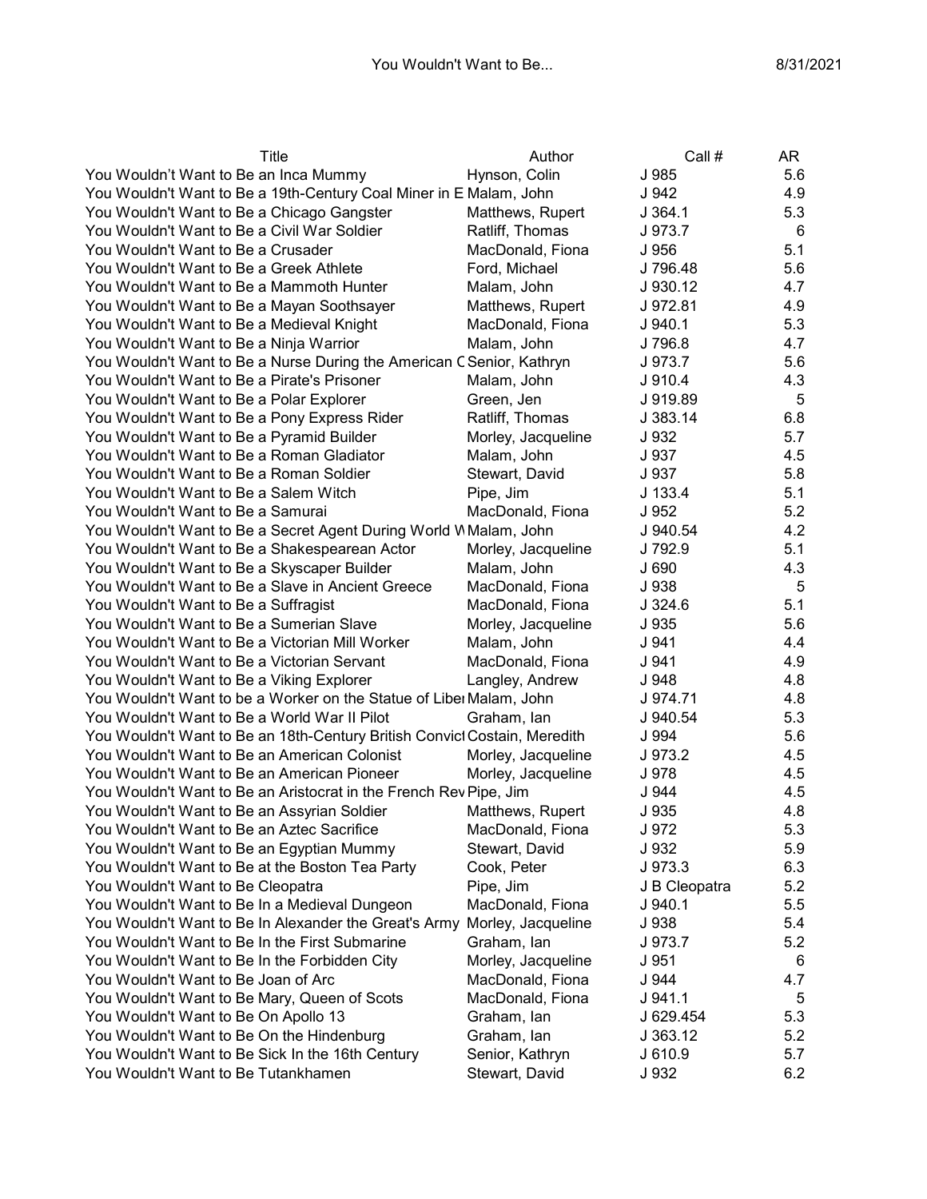| Title | Author | Call # | AR |
|---|---|---|---|
| You Wouldn't Want to Be an Inca Mummy | Hynson, Colin | J 985 | 5.6 |
| You Wouldn't Want to Be a 19th-Century Coal Miner in E | Malam, John | J 942 | 4.9 |
| You Wouldn't Want to Be a Chicago Gangster | Matthews, Rupert | J 364.1 | 5.3 |
| You Wouldn't Want to Be a Civil War Soldier | Ratliff, Thomas | J 973.7 | 6 |
| You Wouldn't Want to Be a Crusader | MacDonald, Fiona | J 956 | 5.1 |
| You Wouldn't Want to Be a Greek Athlete | Ford, Michael | J 796.48 | 5.6 |
| You Wouldn't Want to Be a Mammoth Hunter | Malam, John | J 930.12 | 4.7 |
| You Wouldn't Want to Be a Mayan Soothsayer | Matthews, Rupert | J 972.81 | 4.9 |
| You Wouldn't Want to Be a Medieval Knight | MacDonald, Fiona | J 940.1 | 5.3 |
| You Wouldn't Want to Be a Ninja Warrior | Malam, John | J 796.8 | 4.7 |
| You Wouldn't Want to Be a Nurse During the American C | Senior, Kathryn | J 973.7 | 5.6 |
| You Wouldn't Want to Be a Pirate's Prisoner | Malam, John | J 910.4 | 4.3 |
| You Wouldn't Want to Be a Polar Explorer | Green, Jen | J 919.89 | 5 |
| You Wouldn't Want to Be a Pony Express Rider | Ratliff, Thomas | J 383.14 | 6.8 |
| You Wouldn't Want to Be a Pyramid Builder | Morley, Jacqueline | J 932 | 5.7 |
| You Wouldn't Want to Be a Roman Gladiator | Malam, John | J 937 | 4.5 |
| You Wouldn't Want to Be a Roman Soldier | Stewart, David | J 937 | 5.8 |
| You Wouldn't Want to Be a Salem Witch | Pipe, Jim | J 133.4 | 5.1 |
| You Wouldn't Want to Be a Samurai | MacDonald, Fiona | J 952 | 5.2 |
| You Wouldn't Want to Be a Secret Agent During World W | Malam, John | J 940.54 | 4.2 |
| You Wouldn't Want to Be a Shakespearean Actor | Morley, Jacqueline | J 792.9 | 5.1 |
| You Wouldn't Want to Be a Skyscaper Builder | Malam, John | J 690 | 4.3 |
| You Wouldn't Want to Be a Slave in Ancient Greece | MacDonald, Fiona | J 938 | 5 |
| You Wouldn't Want to Be a Suffragist | MacDonald, Fiona | J 324.6 | 5.1 |
| You Wouldn't Want to Be a Sumerian Slave | Morley, Jacqueline | J 935 | 5.6 |
| You Wouldn't Want to Be a Victorian Mill Worker | Malam, John | J 941 | 4.4 |
| You Wouldn't Want to Be a Victorian Servant | MacDonald, Fiona | J 941 | 4.9 |
| You Wouldn't Want to Be a Viking Explorer | Langley, Andrew | J 948 | 4.8 |
| You Wouldn't Want to be a Worker on the Statue of Liber | Malam, John | J 974.71 | 4.8 |
| You Wouldn't Want to Be a World War II Pilot | Graham, Ian | J 940.54 | 5.3 |
| You Wouldn't Want to Be an 18th-Century British Convict | Costain, Meredith | J 994 | 5.6 |
| You Wouldn't Want to Be an American Colonist | Morley, Jacqueline | J 973.2 | 4.5 |
| You Wouldn't Want to Be an American Pioneer | Morley, Jacqueline | J 978 | 4.5 |
| You Wouldn't Want to Be an Aristocrat in the French Rev | Pipe, Jim | J 944 | 4.5 |
| You Wouldn't Want to Be an Assyrian Soldier | Matthews, Rupert | J 935 | 4.8 |
| You Wouldn't Want to Be an Aztec Sacrifice | MacDonald, Fiona | J 972 | 5.3 |
| You Wouldn't Want to Be an Egyptian Mummy | Stewart, David | J 932 | 5.9 |
| You Wouldn't Want to Be at the Boston Tea Party | Cook, Peter | J 973.3 | 6.3 |
| You Wouldn't Want to Be Cleopatra | Pipe, Jim | J B Cleopatra | 5.2 |
| You Wouldn't Want to Be In a Medieval Dungeon | MacDonald, Fiona | J 940.1 | 5.5 |
| You Wouldn't Want to Be In Alexander the Great's Army | Morley, Jacqueline | J 938 | 5.4 |
| You Wouldn't Want to Be In the First Submarine | Graham, Ian | J 973.7 | 5.2 |
| You Wouldn't Want to Be In the Forbidden City | Morley, Jacqueline | J 951 | 6 |
| You Wouldn't Want to Be Joan of Arc | MacDonald, Fiona | J 944 | 4.7 |
| You Wouldn't Want to Be Mary, Queen of Scots | MacDonald, Fiona | J 941.1 | 5 |
| You Wouldn't Want to Be On Apollo 13 | Graham, Ian | J 629.454 | 5.3 |
| You Wouldn't Want to Be On the Hindenburg | Graham, Ian | J 363.12 | 5.2 |
| You Wouldn't Want to Be Sick In the 16th Century | Senior, Kathryn | J 610.9 | 5.7 |
| You Wouldn't Want to Be Tutankhamen | Stewart, David | J 932 | 6.2 |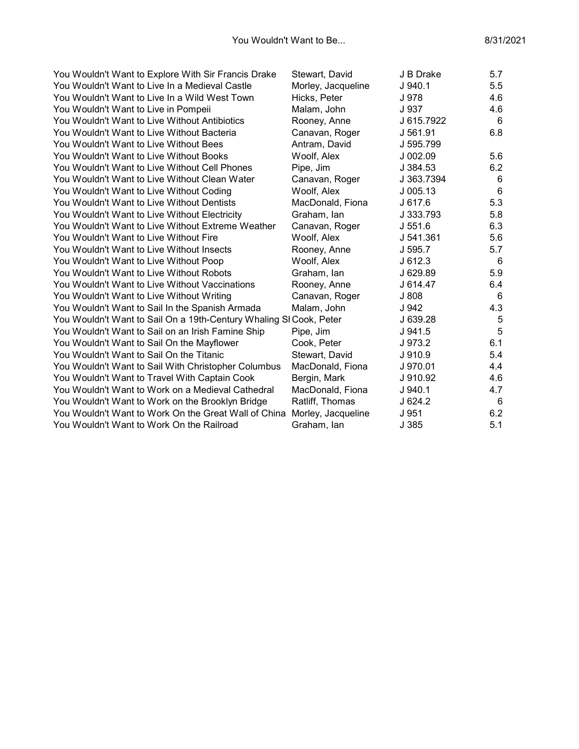| | | | |
|---|---|---|---|
| You Wouldn't Want to Explore With Sir Francis Drake | Stewart, David | J B Drake | 5.7 |
| You Wouldn't Want to Live In a Medieval Castle | Morley, Jacqueline | J 940.1 | 5.5 |
| You Wouldn't Want to Live In a Wild West Town | Hicks, Peter | J 978 | 4.6 |
| You Wouldn't Want to Live in Pompeii | Malam, John | J 937 | 4.6 |
| You Wouldn't Want to Live Without Antibiotics | Rooney, Anne | J 615.7922 | 6 |
| You Wouldn't Want to Live Without Bacteria | Canavan, Roger | J 561.91 | 6.8 |
| You Wouldn't Want to Live Without Bees | Antram, David | J 595.799 | |
| You Wouldn't Want to Live Without Books | Woolf, Alex | J 002.09 | 5.6 |
| You Wouldn't Want to Live Without Cell Phones | Pipe, Jim | J 384.53 | 6.2 |
| You Wouldn't Want to Live Without Clean Water | Canavan, Roger | J 363.7394 | 6 |
| You Wouldn't Want to Live Without Coding | Woolf, Alex | J 005.13 | 6 |
| You Wouldn't Want to Live Without Dentists | MacDonald, Fiona | J 617.6 | 5.3 |
| You Wouldn't Want to Live Without Electricity | Graham, Ian | J 333.793 | 5.8 |
| You Wouldn't Want to Live Without Extreme Weather | Canavan, Roger | J 551.6 | 6.3 |
| You Wouldn't Want to Live Without Fire | Woolf, Alex | J 541.361 | 5.6 |
| You Wouldn't Want to Live Without Insects | Rooney, Anne | J 595.7 | 5.7 |
| You Wouldn't Want to Live Without Poop | Woolf, Alex | J 612.3 | 6 |
| You Wouldn't Want to Live Without Robots | Graham, Ian | J 629.89 | 5.9 |
| You Wouldn't Want to Live Without Vaccinations | Rooney, Anne | J 614.47 | 6.4 |
| You Wouldn't Want to Live Without Writing | Canavan, Roger | J 808 | 6 |
| You Wouldn't Want to Sail In the Spanish Armada | Malam, John | J 942 | 4.3 |
| You Wouldn't Want to Sail On a 19th-Century Whaling Sl | Cook, Peter | J 639.28 | 5 |
| You Wouldn't Want to Sail on an Irish Famine Ship | Pipe, Jim | J 941.5 | 5 |
| You Wouldn't Want to Sail On the Mayflower | Cook, Peter | J 973.2 | 6.1 |
| You Wouldn't Want to Sail On the Titanic | Stewart, David | J 910.9 | 5.4 |
| You Wouldn't Want to Sail With Christopher Columbus | MacDonald, Fiona | J 970.01 | 4.4 |
| You Wouldn't Want to Travel With Captain Cook | Bergin, Mark | J 910.92 | 4.6 |
| You Wouldn't Want to Work on a Medieval Cathedral | MacDonald, Fiona | J 940.1 | 4.7 |
| You Wouldn't Want to Work on the Brooklyn Bridge | Ratliff, Thomas | J 624.2 | 6 |
| You Wouldn't Want to Work On the Great Wall of China | Morley, Jacqueline | J 951 | 6.2 |
| You Wouldn't Want to Work On the Railroad | Graham, Ian | J 385 | 5.1 |